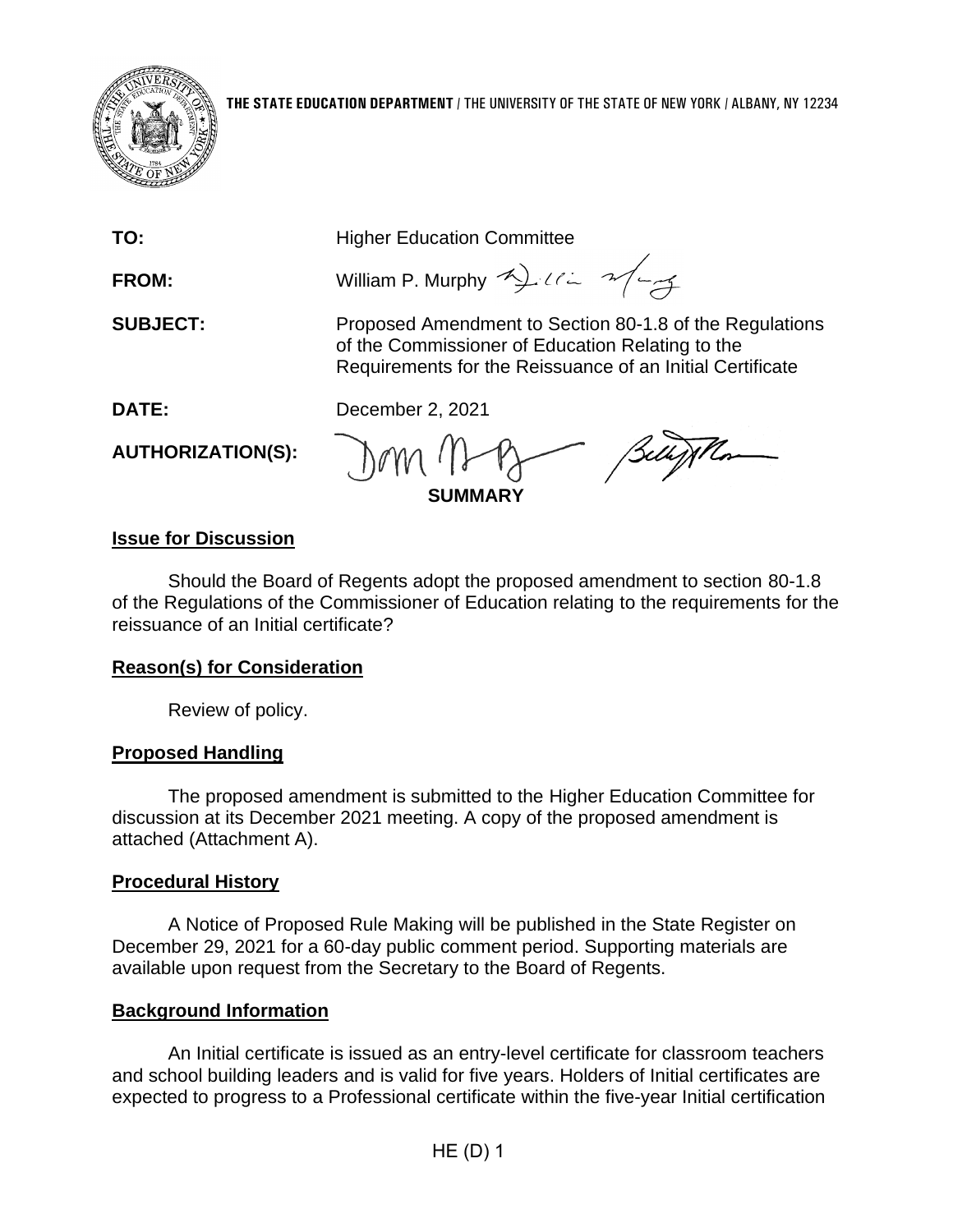**THE STATE EDUCATION DEPARTMENT** / THE UNIVERSITY OF THE STATE OF NEW YORK / ALBANY, NY 12234

**TO:** Higher Education Committee

**FROM:** William P. Murphy

**SUBJECT:** Proposed Amendment to Section 80-1.8 of the Regulations of the Commissioner of Education Relating to the Requirements for the Reissuance of an Initial Certificate

**DATE:** December 2, 2021

**AUTHORIZATION(S):**

**SUMMARY**

## Issue for Discussion

Should the Board of Regents adopt the proposed amendment to section 80-1.8 of the Regulations of the Commissioner of Education relating to the requirements for the reissuance of an Initial certificate?

## Reason(s) for Consideration

Review of policy.

## Proposed Handling

The proposed amendment is submitted to the Higher Education Committee for discussion at its December 2021 meeting. A copy of the proposed amendment is attached (Attachment A).

## Procedural History

A Notice of Proposed Rule Making will be published in the State Register on December 29, 2021 for a 60-day public comment period. Supporting materials are available upon request from the Secretary to the Board of Regents.

## Background Information

An Initial certificate is issued as an entry-level certificate for classroom teachers and school building leaders and is valid for five years. Holders of Initial certificates are expected to progress to a Professional certificate within the five-year Initial certification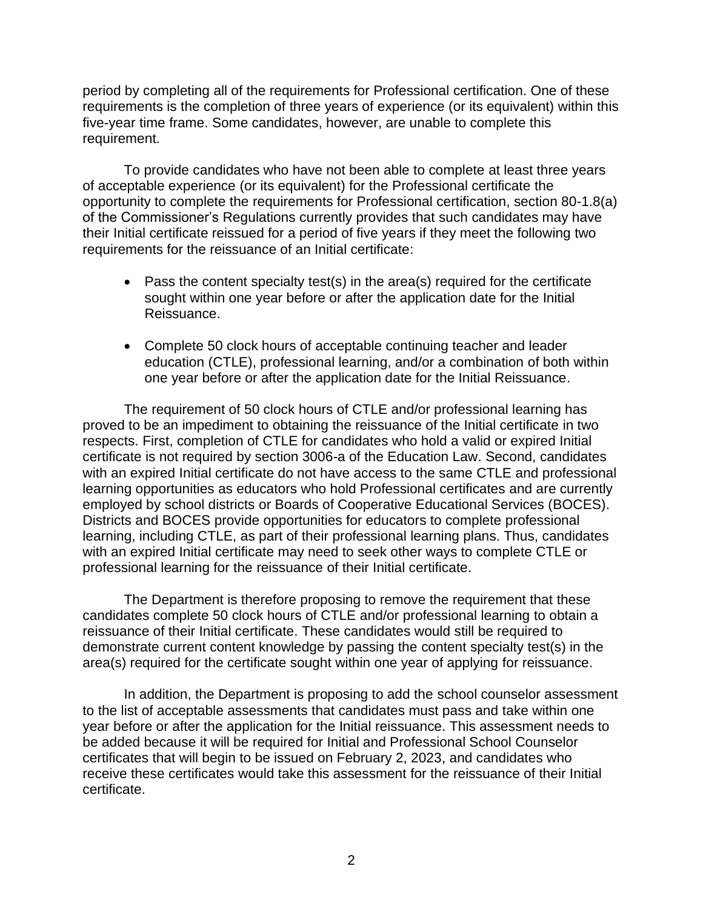period by completing all of the requirements for Professional certification. One of these requirements is the completion of three years of experience (or its equivalent) within this five-year time frame. Some candidates, however, are unable to complete this requirement.

To provide candidates who have not been able to complete at least three years of acceptable experience (or its equivalent) for the Professional certificate the opportunity to complete the requirements for Professional certification, section 80-1.8(a) of the Commissioner's Regulations currently provides that such candidates may have their Initial certificate reissued for a period of five years if they meet the following two requirements for the reissuance of an Initial certificate:

- Pass the content specialty test(s) in the area(s) required for the certificate sought within one year before or after the application date for the Initial Reissuance.

- Complete 50 clock hours of acceptable continuing teacher and leader education (CTLE), professional learning, and/or a combination of both within one year before or after the application date for the Initial Reissuance.

The requirement of 50 clock hours of CTLE and/or professional learning has proved to be an impediment to obtaining the reissuance of the Initial certificate in two respects. First, completion of CTLE for candidates who hold a valid or expired Initial certificate is not required by section 3006-a of the Education Law. Second, candidates with an expired Initial certificate do not have access to the same CTLE and professional learning opportunities as educators who hold Professional certificates and are currently employed by school districts or Boards of Cooperative Educational Services (BOCES). Districts and BOCES provide opportunities for educators to complete professional learning, including CTLE, as part of their professional learning plans. Thus, candidates with an expired Initial certificate may need to seek other ways to complete CTLE or professional learning for the reissuance of their Initial certificate.

The Department is therefore proposing to remove the requirement that these candidates complete 50 clock hours of CTLE and/or professional learning to obtain a reissuance of their Initial certificate. These candidates would still be required to demonstrate current content knowledge by passing the content specialty test(s) in the area(s) required for the certificate sought within one year of applying for reissuance.

In addition, the Department is proposing to add the school counselor assessment to the list of acceptable assessments that candidates must pass and take within one year before or after the application for the Initial reissuance. This assessment needs to be added because it will be required for Initial and Professional School Counselor certificates that will begin to be issued on February 2, 2023, and candidates who receive these certificates would take this assessment for the reissuance of their Initial certificate.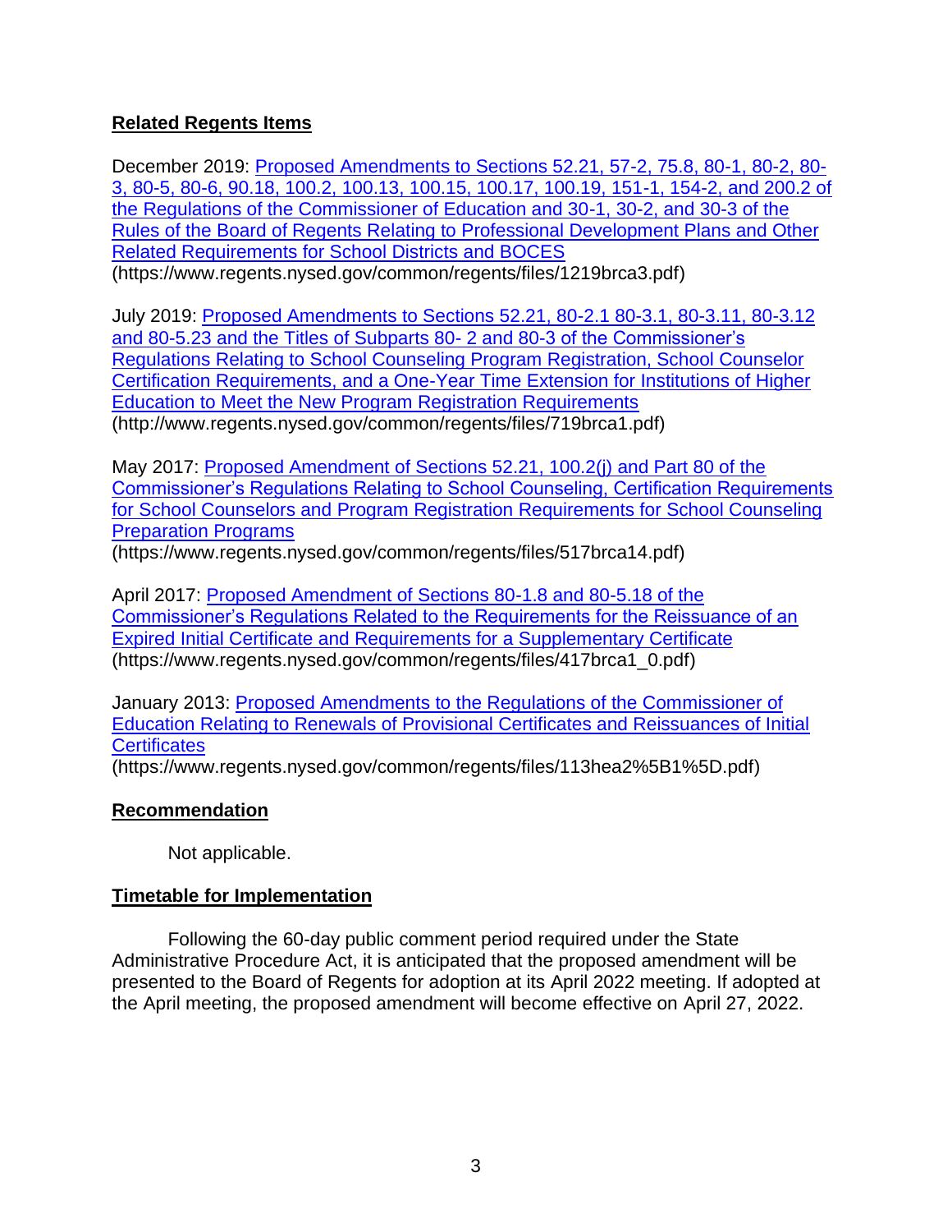## Related Regents Items

December 2019: [Proposed Amendments to Sections 52.21, 57-2, 75.8, 80-1, 80-2, 80-3, 80-5, 80-6, 90.18, 100.2, 100.13, 100.15, 100.17, 100.19, 151-1, 154-2, and 200.2 of the Regulations of the Commissioner of Education and 30-1, 30-2, and 30-3 of the Rules of the Board of Regents Relating to Professional Development Plans and Other Related Requirements for School Districts and BOCES](https://www.regents.nysed.gov/common/regents/files/1219brca3.pdf)
(https://www.regents.nysed.gov/common/regents/files/1219brca3.pdf)

July 2019: [Proposed Amendments to Sections 52.21, 80-2.1 80-3.1, 80-3.11, 80-3.12 and 80-5.23 and the Titles of Subparts 80- 2 and 80-3 of the Commissioner's Regulations Relating to School Counseling Program Registration, School Counselor Certification Requirements, and a One-Year Time Extension for Institutions of Higher Education to Meet the New Program Registration Requirements](http://www.regents.nysed.gov/common/regents/files/719brca1.pdf)
(http://www.regents.nysed.gov/common/regents/files/719brca1.pdf)

May 2017: [Proposed Amendment of Sections 52.21, 100.2(j) and Part 80 of the Commissioner's Regulations Relating to School Counseling, Certification Requirements for School Counselors and Program Registration Requirements for School Counseling Preparation Programs](https://www.regents.nysed.gov/common/regents/files/517brca14.pdf)
(https://www.regents.nysed.gov/common/regents/files/517brca14.pdf)

April 2017: [Proposed Amendment of Sections 80-1.8 and 80-5.18 of the Commissioner's Regulations Related to the Requirements for the Reissuance of an Expired Initial Certificate and Requirements for a Supplementary Certificate](https://www.regents.nysed.gov/common/regents/files/417brca1_0.pdf)
(https://www.regents.nysed.gov/common/regents/files/417brca1_0.pdf)

January 2013: [Proposed Amendments to the Regulations of the Commissioner of Education Relating to Renewals of Provisional Certificates and Reissuances of Initial Certificates](https://www.regents.nysed.gov/common/regents/files/113hea2%5B1%5D.pdf)
(https://www.regents.nysed.gov/common/regents/files/113hea2%5B1%5D.pdf)

## Recommendation

Not applicable.

## Timetable for Implementation

Following the 60-day public comment period required under the State Administrative Procedure Act, it is anticipated that the proposed amendment will be presented to the Board of Regents for adoption at its April 2022 meeting. If adopted at the April meeting, the proposed amendment will become effective on April 27, 2022.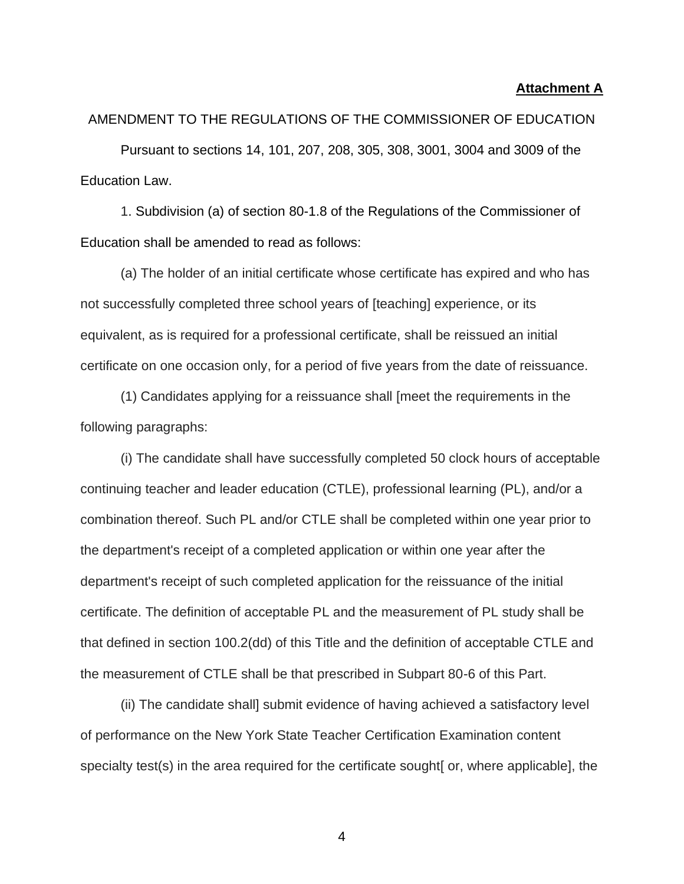**Attachment A**

AMENDMENT TO THE REGULATIONS OF THE COMMISSIONER OF EDUCATION

Pursuant to sections 14, 101, 207, 208, 305, 308, 3001, 3004 and 3009 of the Education Law.

1. Subdivision (a) of section 80-1.8 of the Regulations of the Commissioner of Education shall be amended to read as follows:

(a) The holder of an initial certificate whose certificate has expired and who has not successfully completed three school years of [teaching] experience, or its equivalent, as is required for a professional certificate, shall be reissued an initial certificate on one occasion only, for a period of five years from the date of reissuance.

(1) Candidates applying for a reissuance shall [meet the requirements in the following paragraphs:

(i) The candidate shall have successfully completed 50 clock hours of acceptable continuing teacher and leader education (CTLE), professional learning (PL), and/or a combination thereof. Such PL and/or CTLE shall be completed within one year prior to the department's receipt of a completed application or within one year after the department's receipt of such completed application for the reissuance of the initial certificate. The definition of acceptable PL and the measurement of PL study shall be that defined in section 100.2(dd) of this Title and the definition of acceptable CTLE and the measurement of CTLE shall be that prescribed in Subpart 80-6 of this Part.

(ii) The candidate shall] submit evidence of having achieved a satisfactory level of performance on the New York State Teacher Certification Examination content specialty test(s) in the area required for the certificate sought[ or, where applicable], the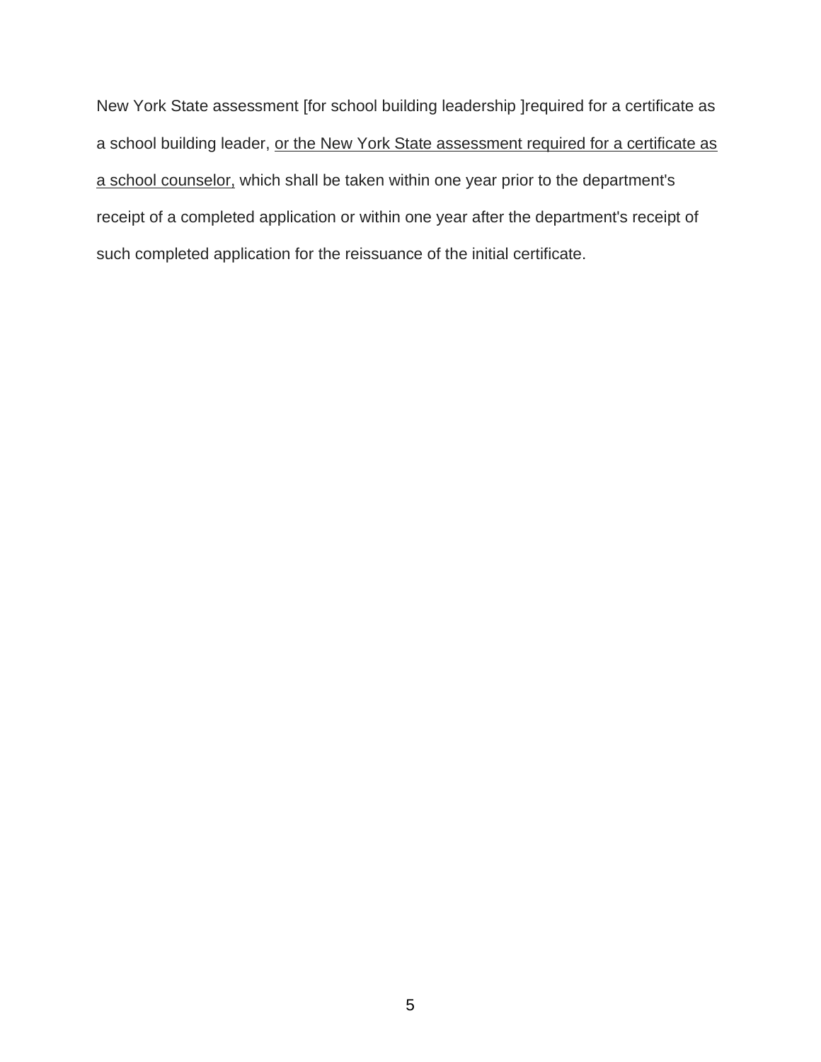New York State assessment [for school building leadership ]required for a certificate as a school building leader, <u>or the New York State assessment required for a certificate as a school counselor,</u> which shall be taken within one year prior to the department's receipt of a completed application or within one year after the department's receipt of such completed application for the reissuance of the initial certificate.